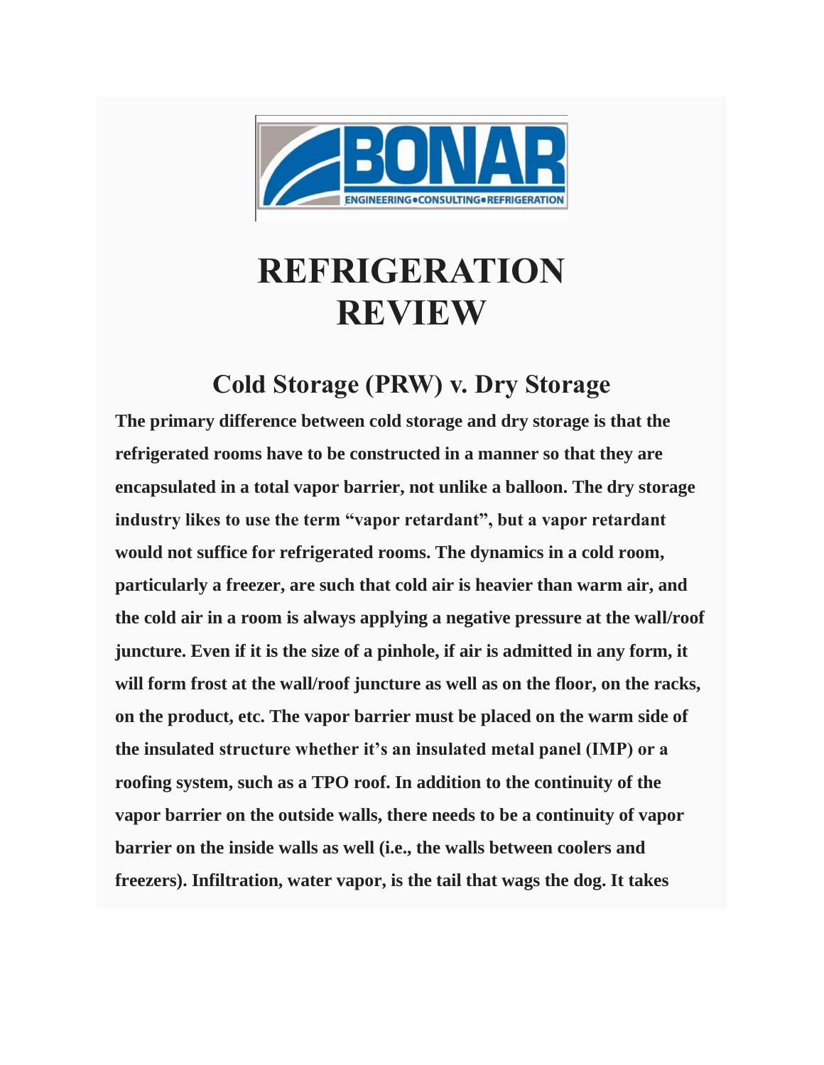# REFRIGERATION REVIEW

## Cold Storage (PRW) v. Dry Storage

**The primary difference between cold storage and dry storage is that the refrigerated rooms have to be constructed in a manner so that they are encapsulated in a total vapor barrier, not unlike a balloon. The dry storage industry likes to use the term "vapor retardant", but a vapor retardant would not suffice for refrigerated rooms. The dynamics in a cold room, particularly a freezer, are such that cold air is heavier than warm air, and the cold air in a room is always applying a negative pressure at the wall/roof juncture. Even if it is the size of a pinhole, if air is admitted in any form, it will form frost at the wall/roof juncture as well as on the floor, on the racks, on the product, etc. The vapor barrier must be placed on the warm side of the insulated structure whether it's an insulated metal panel (IMP) or a roofing system, such as a TPO roof. In addition to the continuity of the vapor barrier on the outside walls, there needs to be a continuity of vapor barrier on the inside walls as well (i.e., the walls between coolers and freezers). Infiltration, water vapor, is the tail that wags the dog. It takes**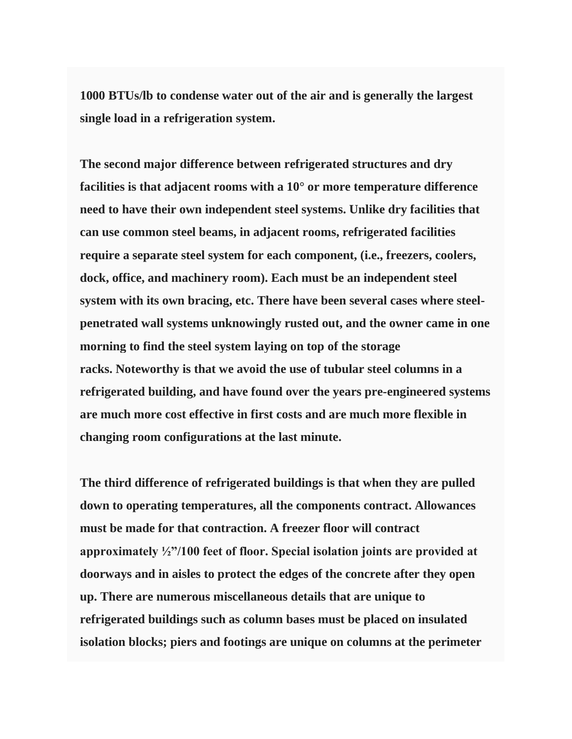**1000 BTUs/lb to condense water out of the air and is generally the largest single load in a refrigeration system.**

**The second major difference between refrigerated structures and dry facilities is that adjacent rooms with a 10° or more temperature difference need to have their own independent steel systems. Unlike dry facilities that can use common steel beams, in adjacent rooms, refrigerated facilities require a separate steel system for each component, (i.e., freezers, coolers, dock, office, and machinery room). Each must be an independent steel system with its own bracing, etc. There have been several cases where steel-penetrated wall systems unknowingly rusted out, and the owner came in one morning to find the steel system laying on top of the storage racks. Noteworthy is that we avoid the use of tubular steel columns in a refrigerated building, and have found over the years pre-engineered systems are much more cost effective in first costs and are much more flexible in changing room configurations at the last minute.**

**The third difference of refrigerated buildings is that when they are pulled down to operating temperatures, all the components contract. Allowances must be made for that contraction. A freezer floor will contract approximately ½"/100 feet of floor. Special isolation joints are provided at doorways and in aisles to protect the edges of the concrete after they open up. There are numerous miscellaneous details that are unique to refrigerated buildings such as column bases must be placed on insulated isolation blocks; piers and footings are unique on columns at the perimeter**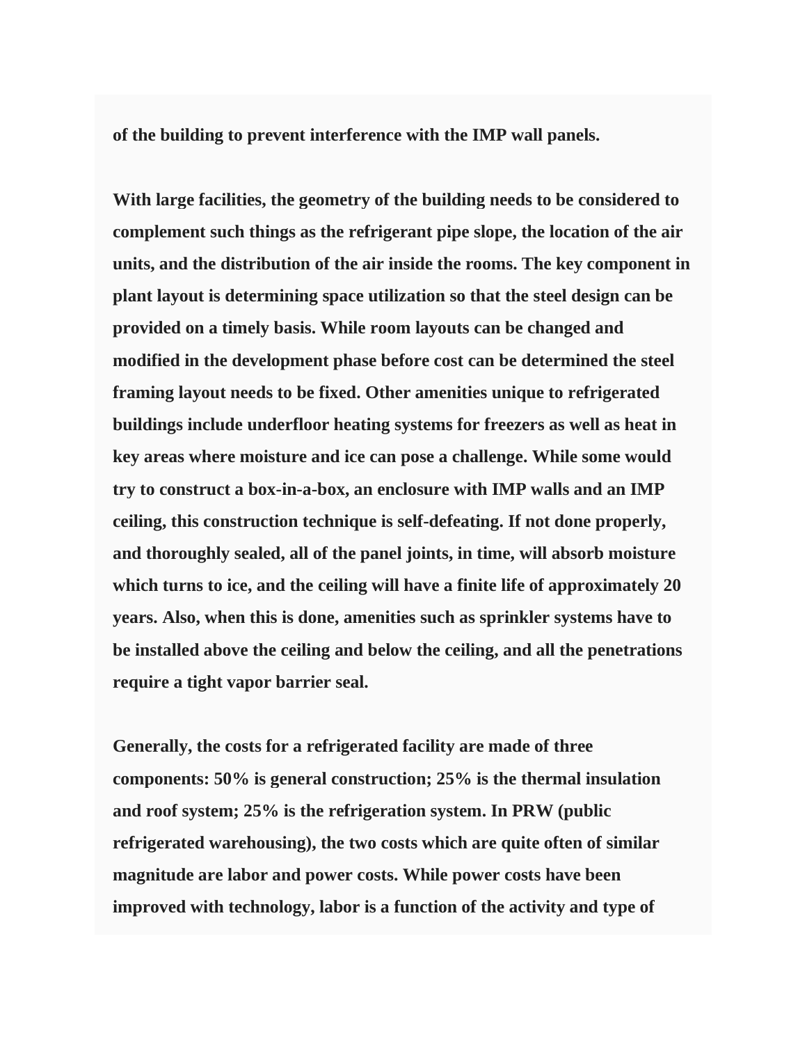**of the building to prevent interference with the IMP wall panels.**

**With large facilities, the geometry of the building needs to be considered to complement such things as the refrigerant pipe slope, the location of the air units, and the distribution of the air inside the rooms. The key component in plant layout is determining space utilization so that the steel design can be provided on a timely basis. While room layouts can be changed and modified in the development phase before cost can be determined the steel framing layout needs to be fixed. Other amenities unique to refrigerated buildings include underfloor heating systems for freezers as well as heat in key areas where moisture and ice can pose a challenge. While some would try to construct a box-in-a-box, an enclosure with IMP walls and an IMP ceiling, this construction technique is self-defeating. If not done properly, and thoroughly sealed, all of the panel joints, in time, will absorb moisture which turns to ice, and the ceiling will have a finite life of approximately 20 years. Also, when this is done, amenities such as sprinkler systems have to be installed above the ceiling and below the ceiling, and all the penetrations require a tight vapor barrier seal.**

**Generally, the costs for a refrigerated facility are made of three components: 50% is general construction; 25% is the thermal insulation and roof system; 25% is the refrigeration system. In PRW (public refrigerated warehousing), the two costs which are quite often of similar magnitude are labor and power costs. While power costs have been improved with technology, labor is a function of the activity and type of**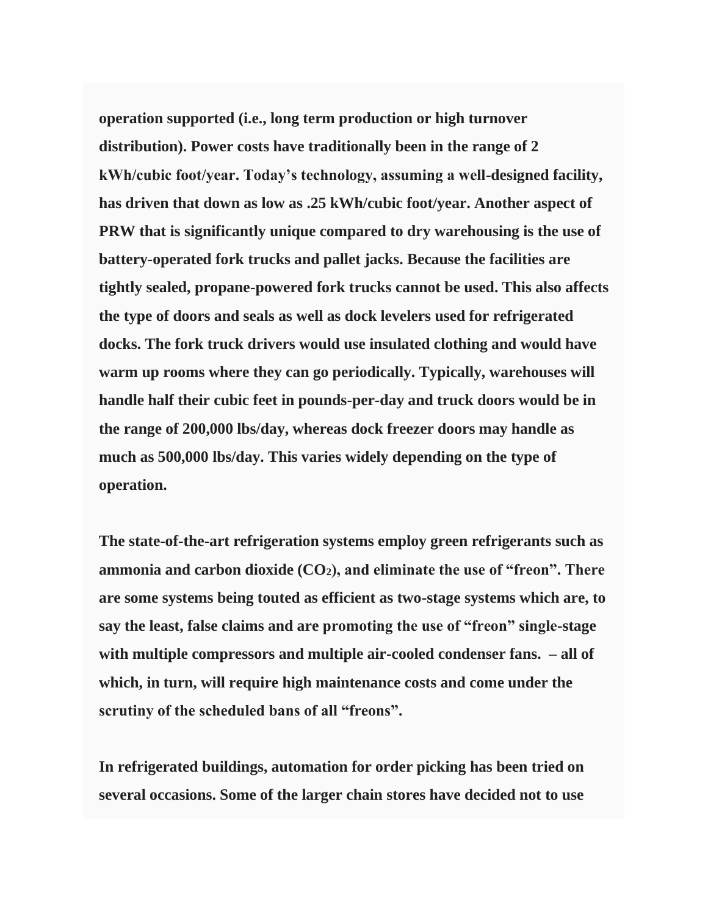**operation supported (i.e., long term production or high turnover distribution). Power costs have traditionally been in the range of 2 kWh/cubic foot/year. Today's technology, assuming a well-designed facility, has driven that down as low as .25 kWh/cubic foot/year. Another aspect of PRW that is significantly unique compared to dry warehousing is the use of battery-operated fork trucks and pallet jacks. Because the facilities are tightly sealed, propane-powered fork trucks cannot be used. This also affects the type of doors and seals as well as dock levelers used for refrigerated docks. The fork truck drivers would use insulated clothing and would have warm up rooms where they can go periodically. Typically, warehouses will handle half their cubic feet in pounds-per-day and truck doors would be in the range of 200,000 lbs/day, whereas dock freezer doors may handle as much as 500,000 lbs/day. This varies widely depending on the type of operation.**

**The state-of-the-art refrigeration systems employ green refrigerants such as ammonia and carbon dioxide ($CO_2$), and eliminate the use of "freon". There are some systems being touted as efficient as two-stage systems which are, to say the least, false claims and are promoting the use of "freon" single-stage with multiple compressors and multiple air-cooled condenser fans.  – all of which, in turn, will require high maintenance costs and come under the scrutiny of the scheduled bans of all "freons".**

**In refrigerated buildings, automation for order picking has been tried on several occasions. Some of the larger chain stores have decided not to use**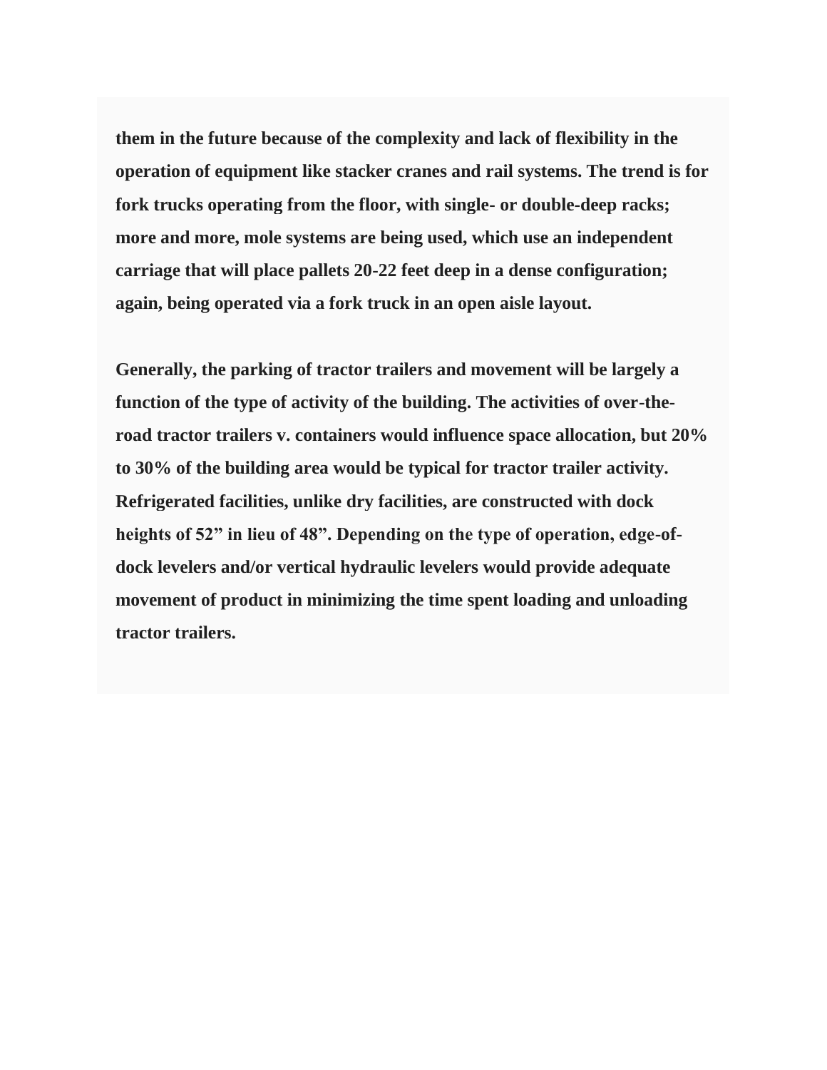**them in the future because of the complexity and lack of flexibility in the operation of equipment like stacker cranes and rail systems. The trend is for fork trucks operating from the floor, with single- or double-deep racks; more and more, mole systems are being used, which use an independent carriage that will place pallets 20-22 feet deep in a dense configuration; again, being operated via a fork truck in an open aisle layout.**

**Generally, the parking of tractor trailers and movement will be largely a function of the type of activity of the building. The activities of over-the-road tractor trailers v. containers would influence space allocation, but 20% to 30% of the building area would be typical for tractor trailer activity. Refrigerated facilities, unlike dry facilities, are constructed with dock heights of 52" in lieu of 48". Depending on the type of operation, edge-of-dock levelers and/or vertical hydraulic levelers would provide adequate movement of product in minimizing the time spent loading and unloading tractor trailers.**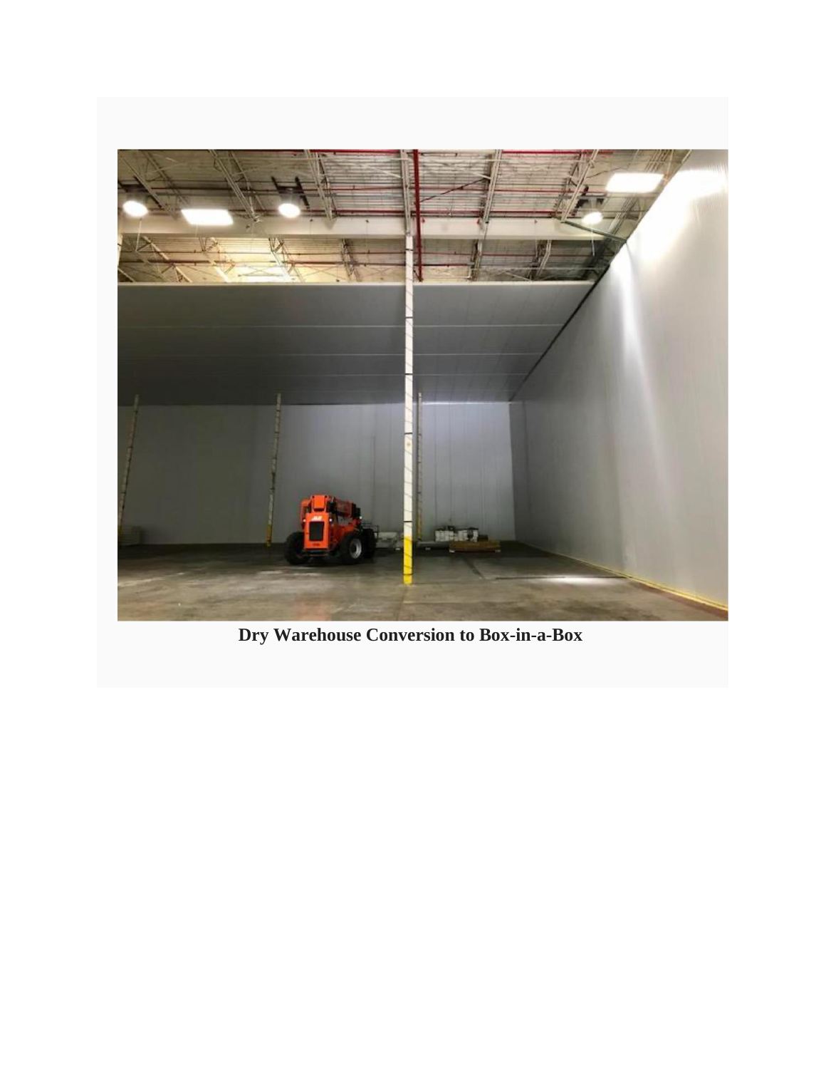**Dry Warehouse Conversion to Box-in-a-Box**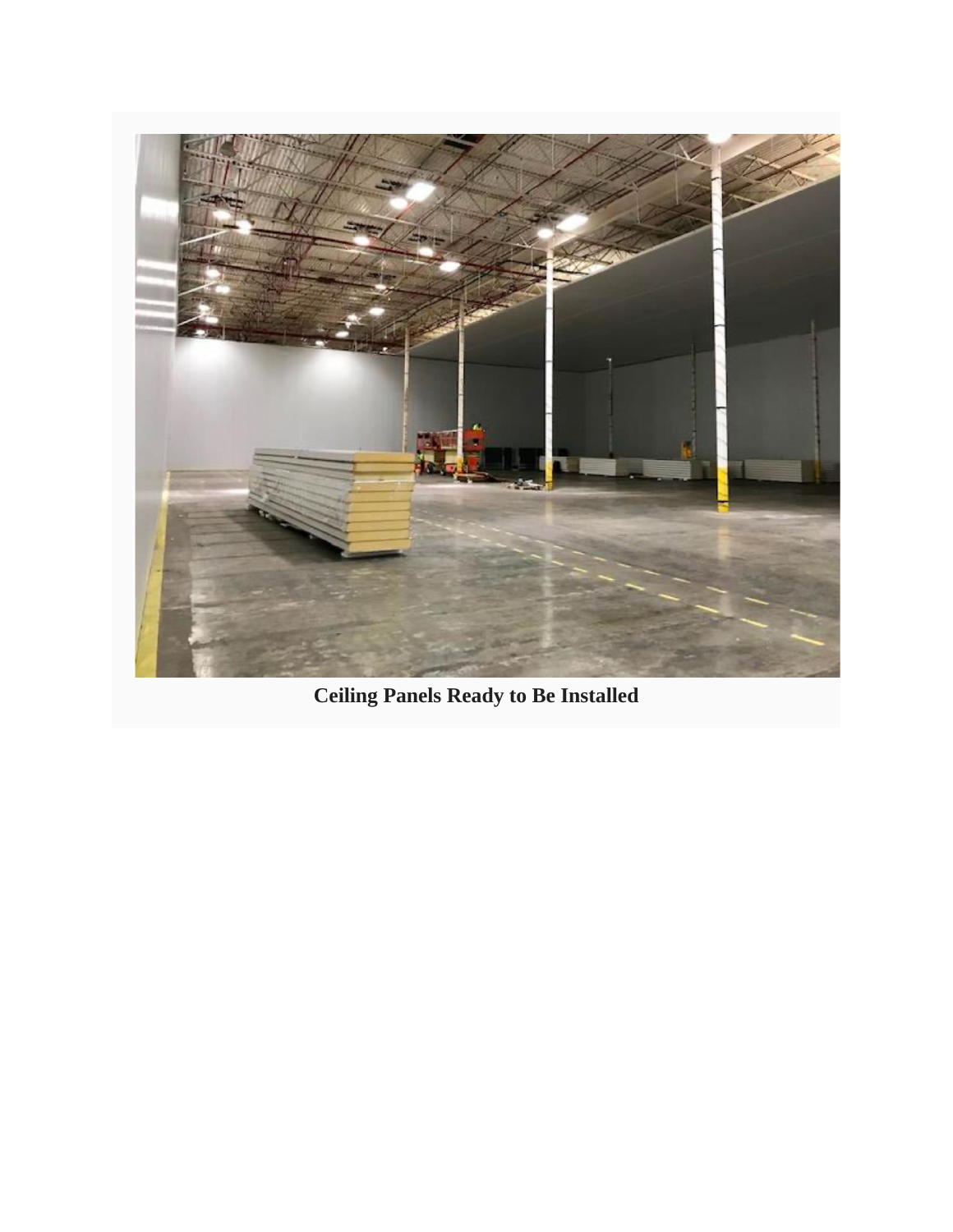**Ceiling Panels Ready to Be Installed**